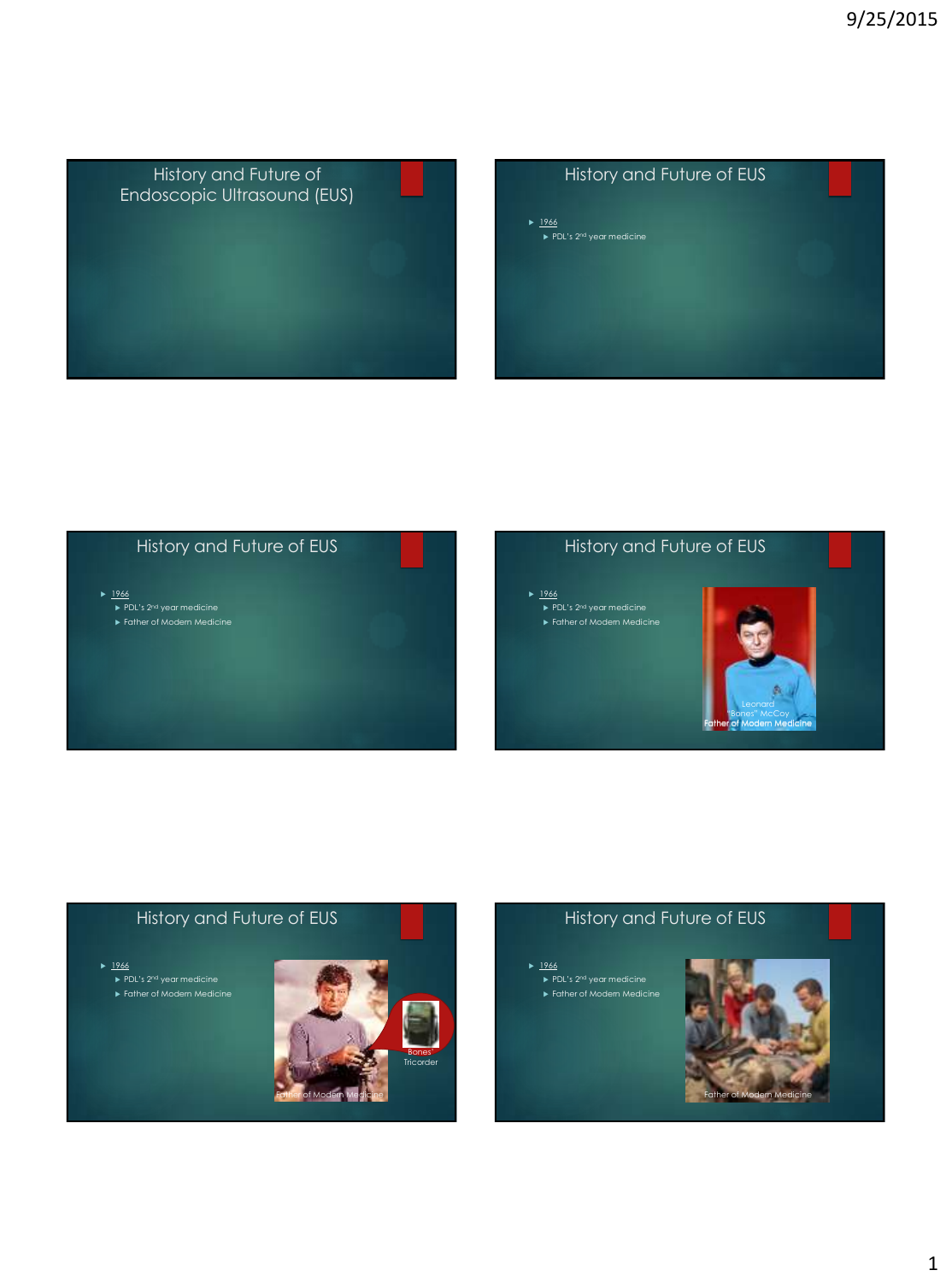## History and Future of Endoscopic Ultrasound (EUS)

## History and Future of EUS

- 1966
  - PDL's 2nd year medicine

## History and Future of EUS

- 1966
  - PDL's 2nd year medicine
  - Father of Modern Medicine

## History and Future of EUS

- 1966
  - PDL's 2nd year medicine
  - Father of Modern Medicine

Leonard "Bones" McCoy
Father of Modern Medicine

## History and Future of EUS

- 1966
  - PDL's 2nd year medicine
  - Father of Modern Medicine

Father of Modern Medicine

Bones' Tricorder

## History and Future of EUS

- 1966
  - PDL's 2nd year medicine
  - Father of Modern Medicine

Father of Modern Medicine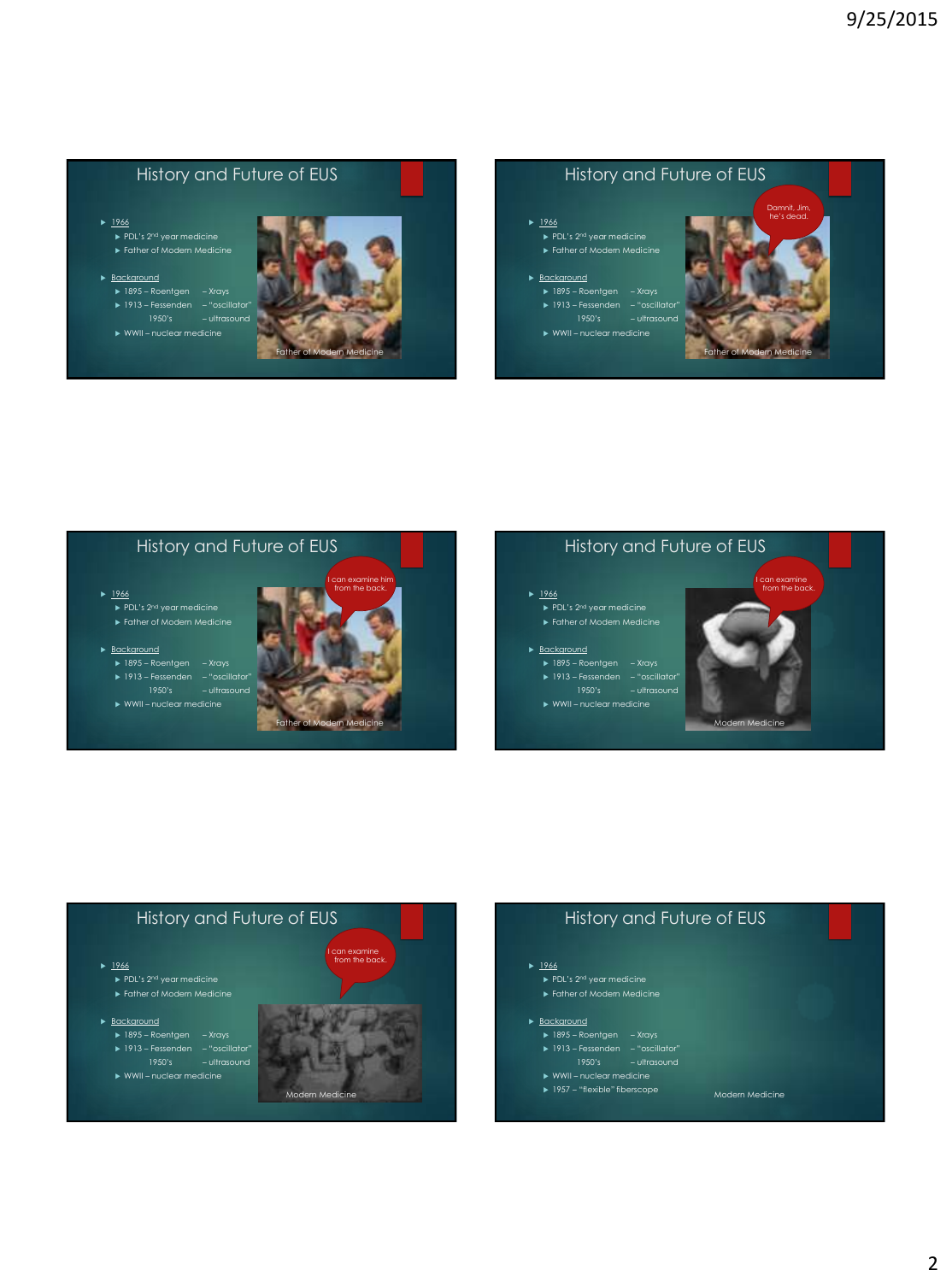## History and Future of EUS

- 1966
  - PDL's 2[nd] year medicine
  - Father of Modern Medicine
- Background
  - 1895 – Roentgen – Xrays
  - 1913 – Fessenden – "oscillator"
  - 1950's – ultrasound
  - WWII – nuclear medicine

Father of Modern Medicine

## History and Future of EUS

- 1966
  - PDL's 2[nd] year medicine
  - Father of Modern Medicine
- Background
  - 1895 – Roentgen – Xrays
  - 1913 – Fessenden – "oscillator"
  - 1950's – ultrasound
  - WWII – nuclear medicine

Damnit, Jim, he's dead.

Father of Modern Medicine

## History and Future of EUS

- 1966
  - PDL's 2[nd] year medicine
  - Father of Modern Medicine
- Background
  - 1895 – Roentgen – Xrays
  - 1913 – Fessenden – "oscillator"
  - 1950's – ultrasound
  - WWII – nuclear medicine

I can examine him from the back.

Father of Modern Medicine

## History and Future of EUS

- 1966
  - PDL's 2[nd] year medicine
  - Father of Modern Medicine
- Background
  - 1895 – Roentgen – Xrays
  - 1913 – Fessenden – "oscillator"
  - 1950's – ultrasound
  - WWII – nuclear medicine

I can examine from the back.

Modern Medicine

## History and Future of EUS

- 1966
  - PDL's 2[nd] year medicine
  - Father of Modern Medicine
- Background
  - 1895 – Roentgen – Xrays
  - 1913 – Fessenden – "oscillator"
  - 1950's – ultrasound
  - WWII – nuclear medicine

I can examine from the back.

Modern Medicine

## History and Future of EUS

- 1966
  - PDL's 2[nd] year medicine
  - Father of Modern Medicine
- Background
  - 1895 – Roentgen – Xrays
  - 1913 – Fessenden – "oscillator"
  - 1950's – ultrasound
  - WWII – nuclear medicine
  - 1957 – "flexible" fiberscope

Modern Medicine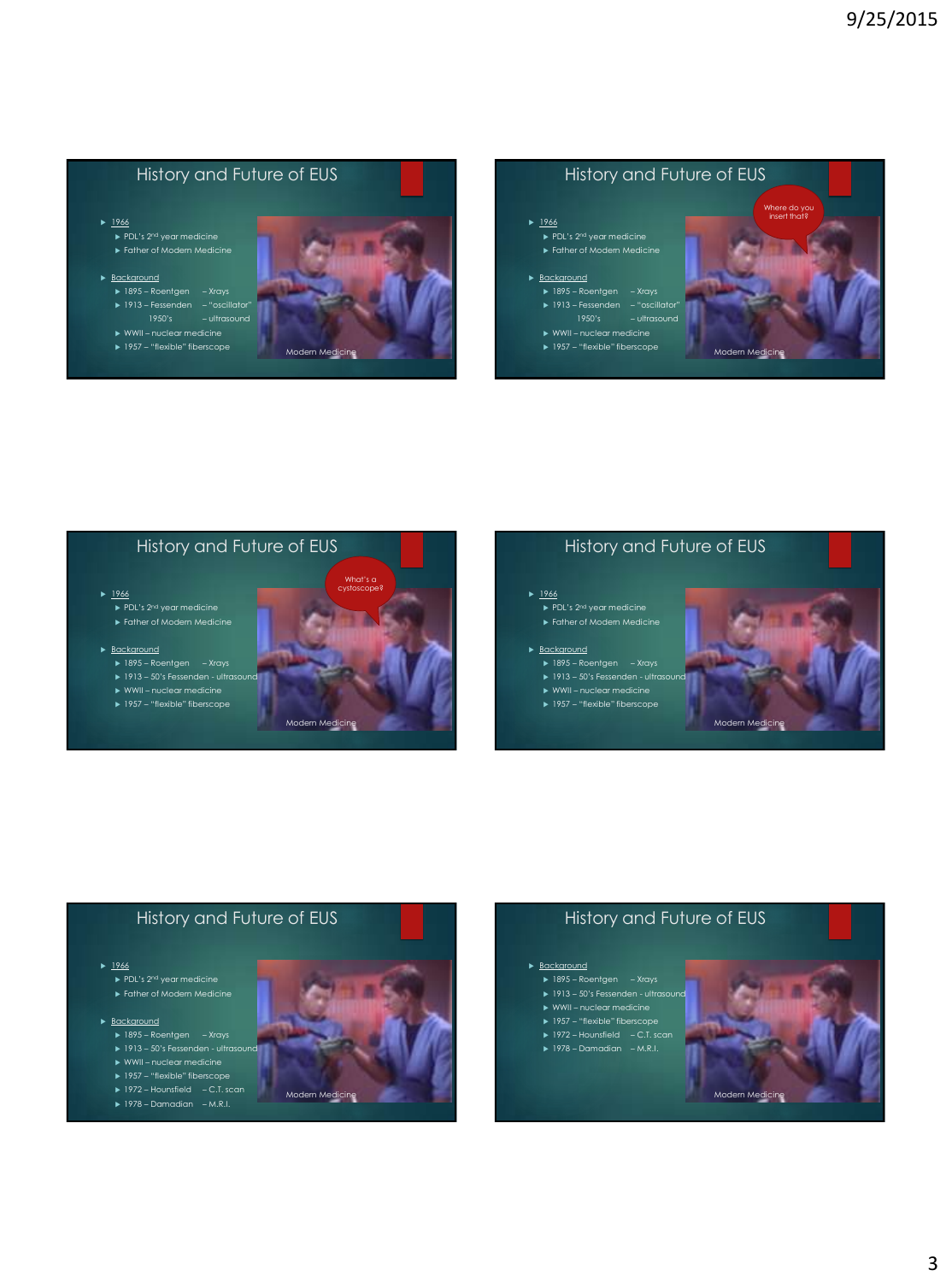## History and Future of EUS

- 1966
  - PDL's 2nd year medicine
  - Father of Modern Medicine
- Background
  - 1895 – Roentgen – Xrays
  - 1913 – Fessenden – "oscillator"
  - 1950's – ultrasound
  - WWII – nuclear medicine
  - 1957 – "flexible" fiberscope

Modern Medicine

## History and Future of EUS

Where do you insert that?

- 1966
  - PDL's 2nd year medicine
  - Father of Modern Medicine
- Background
  - 1895 – Roentgen – Xrays
  - 1913 – Fessenden – "oscillator"
  - 1950's – ultrasound
  - WWII – nuclear medicine
  - 1957 – "flexible" fiberscope

Modern Medicine

## History and Future of EUS

What's a cystoscope?

- 1966
  - PDL's 2nd year medicine
  - Father of Modern Medicine
- Background
  - 1895 – Roentgen – Xrays
  - 1913 – 50's Fessenden - ultrasound
  - WWII – nuclear medicine
  - 1957 – "flexible" fiberscope

Modern Medicine

## History and Future of EUS

- 1966
  - PDL's 2nd year medicine
  - Father of Modern Medicine
- Background
  - 1895 – Roentgen – Xrays
  - 1913 – 50's Fessenden - ultrasound
  - WWII – nuclear medicine
  - 1957 – "flexible" fiberscope

Modern Medicine

## History and Future of EUS

- 1966
  - PDL's 2nd year medicine
  - Father of Modern Medicine
- Background
  - 1895 – Roentgen – Xrays
  - 1913 – 50's Fessenden - ultrasound
  - WWII – nuclear medicine
  - 1957 – "flexible" fiberscope
  - 1972 – Hounsfield – C.T. scan
  - 1978 – Damadian – M.R.I.

Modern Medicine

## History and Future of EUS

- Background
  - 1895 – Roentgen – Xrays
  - 1913 – 50's Fessenden - ultrasound
  - WWII – nuclear medicine
  - 1957 – "flexible" fiberscope
  - 1972 – Hounsfield – C.T. scan
  - 1978 – Damadian – M.R.I.

Modern Medicine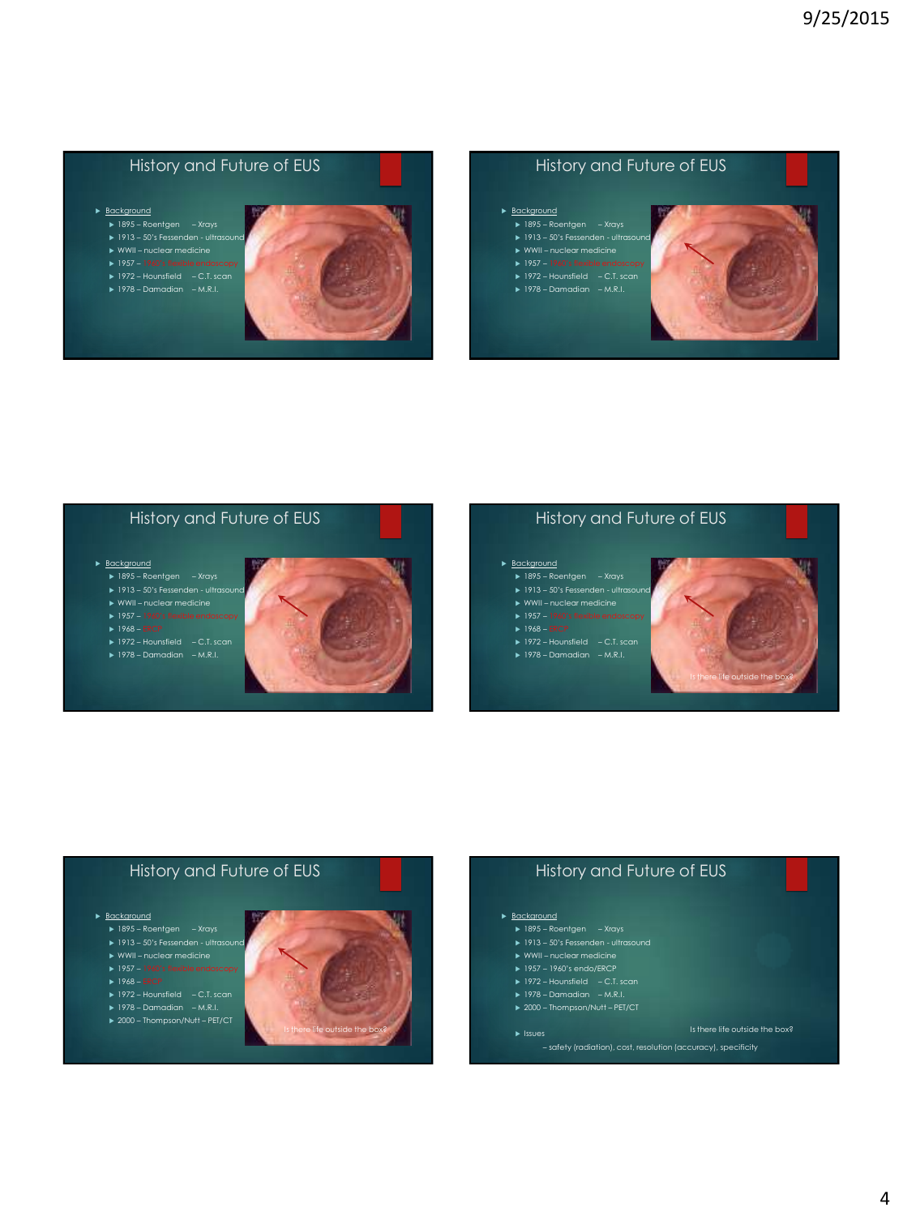## History and Future of EUS

- Background
  - 1895 – Roentgen – Xrays
  - 1913 – 50's Fessenden - ultrasound
  - WWII – nuclear medicine
  - 1957 – 1960's flexible endoscopy
  - 1972 – Hounsfield – C.T. scan
  - 1978 – Damadian – M.R.I.

## History and Future of EUS

- Background
  - 1895 – Roentgen – Xrays
  - 1913 – 50's Fessenden - ultrasound
  - WWII – nuclear medicine
  - 1957 – 1960's flexible endoscopy
  - 1972 – Hounsfield – C.T. scan
  - 1978 – Damadian – M.R.I.

## History and Future of EUS

- Background
  - 1895 – Roentgen – Xrays
  - 1913 – 50's Fessenden - ultrasound
  - WWII – nuclear medicine
  - 1957 – 1960's flexible endoscopy
  - 1968 – ERCP
  - 1972 – Hounsfield – C.T. scan
  - 1978 – Damadian – M.R.I.

## History and Future of EUS

- Background
  - 1895 – Roentgen – Xrays
  - 1913 – 50's Fessenden - ultrasound
  - WWII – nuclear medicine
  - 1957 – 1960's flexible endoscopy
  - 1968 – ERCP
  - 1972 – Hounsfield – C.T. scan
  - 1978 – Damadian – M.R.I.

Is there life outside the box?

## History and Future of EUS

- Background
  - 1895 – Roentgen – Xrays
  - 1913 – 50's Fessenden - ultrasound
  - WWII – nuclear medicine
  - 1957 – 1960's flexible endoscopy
  - 1968 – ERCP
  - 1972 – Hounsfield – C.T. scan
  - 1978 – Damadian – M.R.I.
  - 2000 – Thompson/Nutt – PET/CT

Is there life outside the box?

## History and Future of EUS

- Background
  - 1895 – Roentgen – Xrays
  - 1913 – 50's Fessenden - ultrasound
  - WWII – nuclear medicine
  - 1957 – 1960's endo/ERCP
  - 1972 – Hounsfield – C.T. scan
  - 1978 – Damadian – M.R.I.
  - 2000 – Thompson/Nutt – PET/CT

Is there life outside the box?

- Issues
  - safety (radiation), cost, resolution (accuracy), specificity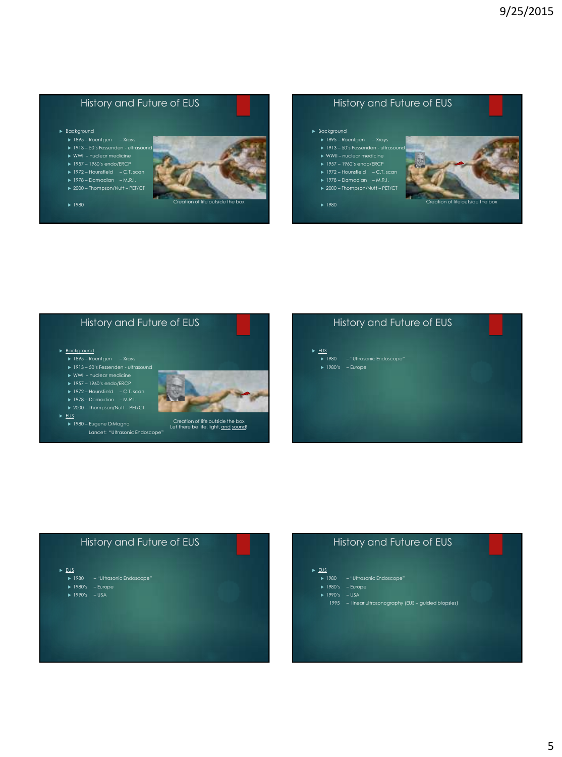## History and Future of EUS

- Background
  - 1895 – Roentgen – Xrays
  - 1913 – 50's Fessenden - ultrasound
  - WWII – nuclear medicine
  - 1957 – 1960's endo/ERCP
  - 1972 – Hounsfield – C.T. scan
  - 1978 – Damadian – M.R.I.
  - 2000 – Thompson/Nutt – PET/CT
  - 1980

Creation of life outside the box

## History and Future of EUS

- Background
  - 1895 – Roentgen – Xrays
  - 1913 – 50's Fessenden - ultrasound
  - WWII – nuclear medicine
  - 1957 – 1960's endo/ERCP
  - 1972 – Hounsfield – C.T. scan
  - 1978 – Damadian – M.R.I.
  - 2000 – Thompson/Nutt – PET/CT
  - 1980

Creation of life outside the box

## History and Future of EUS

- Background
  - 1895 – Roentgen – Xrays
  - 1913 – 50's Fessenden - ultrasound
  - WWII – nuclear medicine
  - 1957 – 1960's endo/ERCP
  - 1972 – Hounsfield – C.T. scan
  - 1978 – Damadian – M.R.I.
  - 2000 – Thompson/Nutt – PET/CT
- EUS
  - 1980 – Eugene DiMagno
    Lancet: "Ultrasonic Endoscope"

Creation of life outside the box
Let there be life, light, and sound!

## History and Future of EUS

- EUS
  - 1980 – "Ultrasonic Endoscope"
  - 1980's – Europe

## History and Future of EUS

- EUS
  - 1980 – "Ultrasonic Endoscope"
  - 1980's – Europe
  - 1990's – USA

## History and Future of EUS

- EUS
  - 1980 – "Ultrasonic Endoscope"
  - 1980's – Europe
  - 1990's – USA
    1995 – linear ultrasonography (EUS – guided biopsies)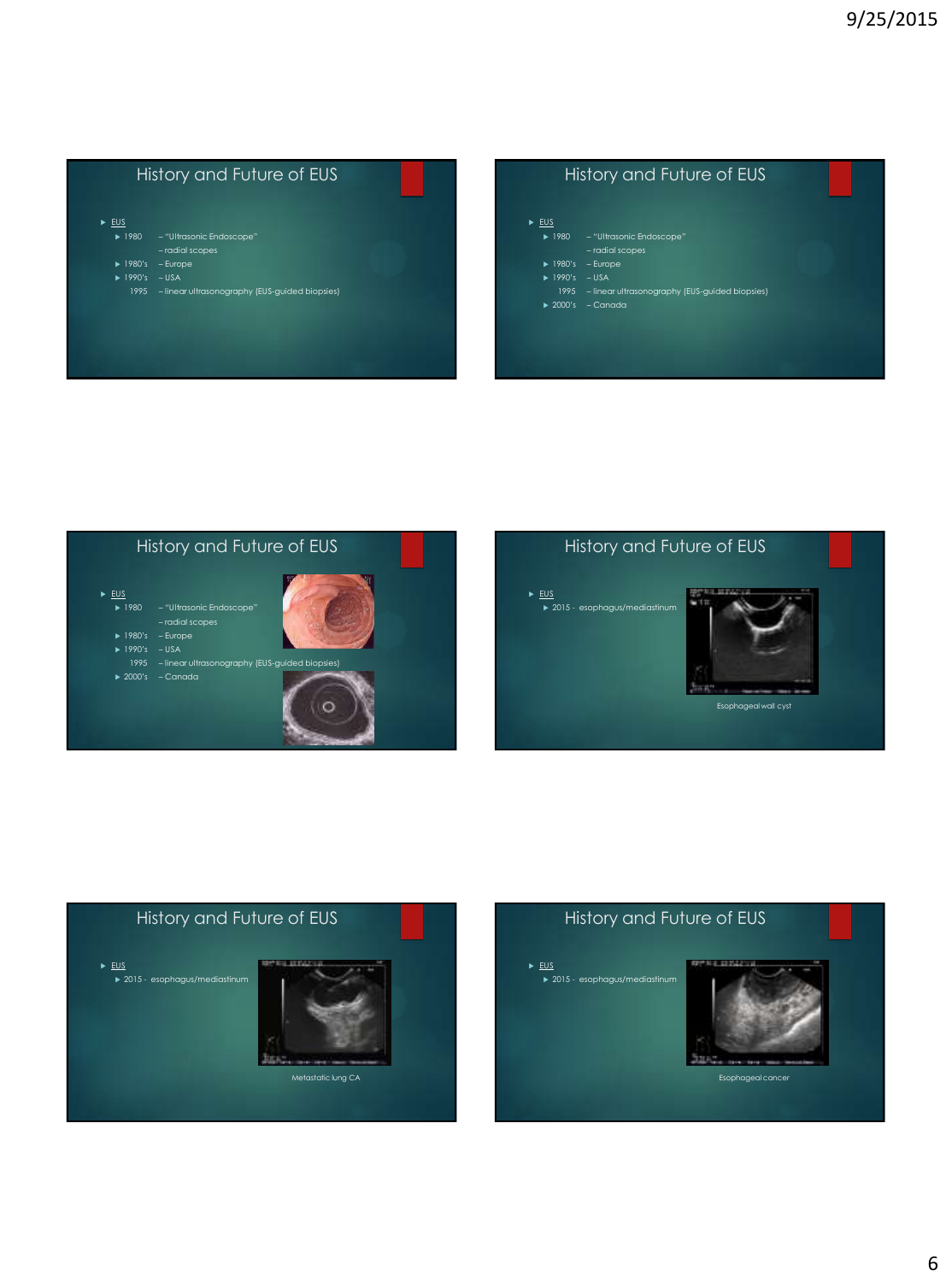## History and Future of EUS

- EUS
  - 1980 – "Ultrasonic Endoscope"
    – radial scopes
  - 1980's – Europe
  - 1990's – USA
    1995 – linear ultrasonography (EUS-guided biopsies)

## History and Future of EUS

- EUS
  - 1980 – "Ultrasonic Endoscope"
    – radial scopes
  - 1980's – Europe
  - 1990's – USA
    1995 – linear ultrasonography (EUS-guided biopsies)
  - 2000's – Canada

## History and Future of EUS

- EUS
  - 1980 – "Ultrasonic Endoscope"
    – radial scopes
  - 1980's – Europe
  - 1990's – USA
    1995 – linear ultrasonography (EUS-guided biopsies)
  - 2000's – Canada

## History and Future of EUS

- EUS
  - 2015 - esophagus/mediastinum

Esophageal wall cyst

## History and Future of EUS

- EUS
  - 2015 - esophagus/mediastinum

Metastatic lung CA

## History and Future of EUS

- EUS
  - 2015 - esophagus/mediastinum

Esophageal cancer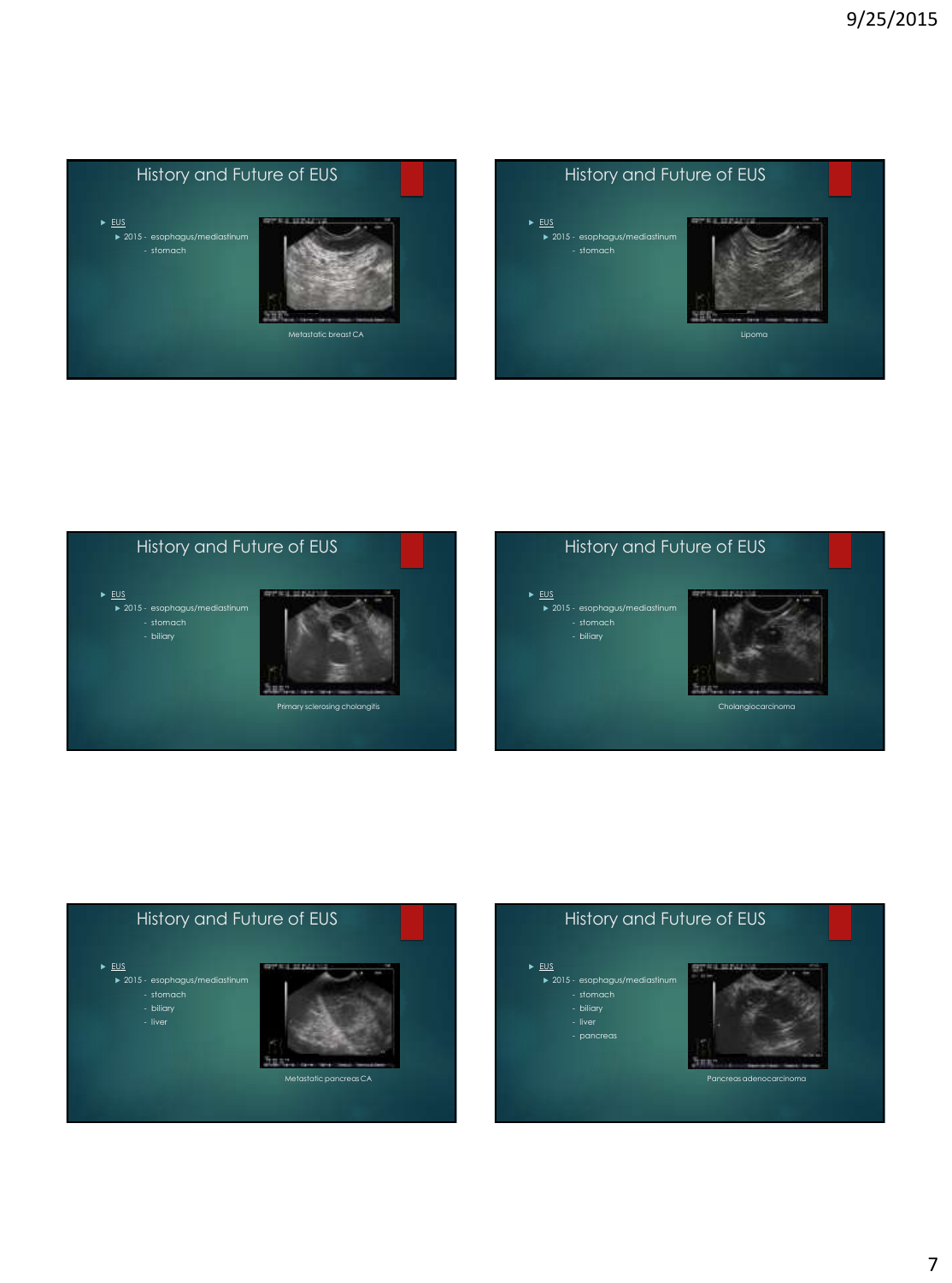## History and Future of EUS

- EUS
  - 2015 - esophagus/mediastinum
    - stomach

Metastatic breast CA

## History and Future of EUS

- EUS
  - 2015 - esophagus/mediastinum
    - stomach

Lipoma

## History and Future of EUS

- EUS
  - 2015 - esophagus/mediastinum
    - stomach
    - biliary

Primary sclerosing cholangitis

## History and Future of EUS

- EUS
  - 2015 - esophagus/mediastinum
    - stomach
    - biliary

Cholangiocarcinoma

## History and Future of EUS

- EUS
  - 2015 - esophagus/mediastinum
    - stomach
    - biliary
    - liver

Metastatic pancreas CA

## History and Future of EUS

- EUS
  - 2015 - esophagus/mediastinum
    - stomach
    - biliary
    - liver
    - pancreas

Pancreas adenocarcinoma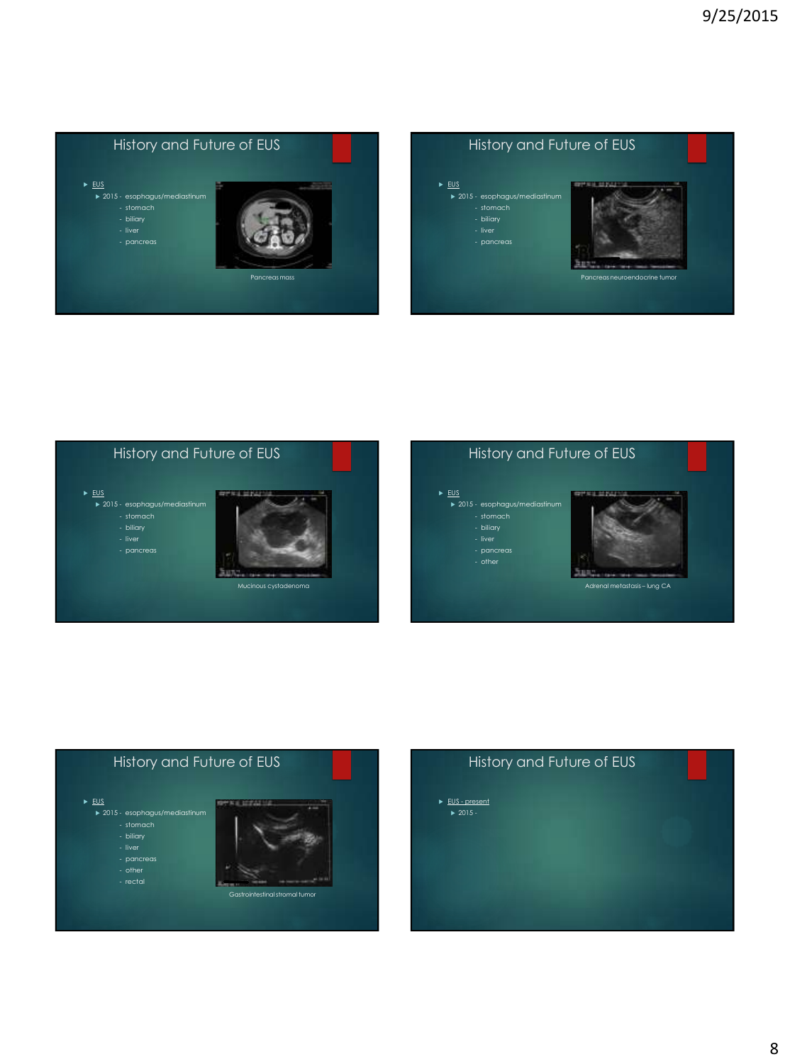## History and Future of EUS

- EUS
  - 2015 - esophagus/mediastinum
    - stomach
    - biliary
    - liver
    - pancreas

Pancreas mass

## History and Future of EUS

- EUS
  - 2015 - esophagus/mediastinum
    - stomach
    - biliary
    - liver
    - pancreas

Pancreas neuroendocrine tumor

## History and Future of EUS

- EUS
  - 2015 - esophagus/mediastinum
    - stomach
    - biliary
    - liver
    - pancreas

Mucinous cystadenoma

## History and Future of EUS

- EUS
  - 2015 - esophagus/mediastinum
    - stomach
    - biliary
    - liver
    - pancreas
    - other

Adrenal metastasis – lung CA

## History and Future of EUS

- EUS
  - 2015 - esophagus/mediastinum
    - stomach
    - biliary
    - liver
    - pancreas
    - other
    - rectal

Gastrointestinal stromal tumor

## History and Future of EUS

- EUS - present
  - 2015 -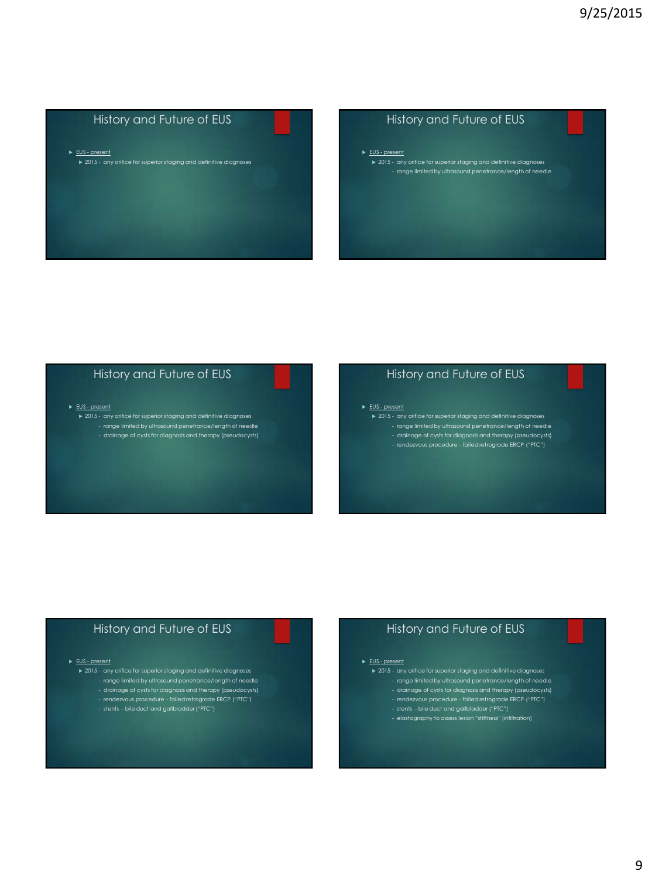## History and Future of EUS

- EUS - present
  - 2015 - any orifice for superior staging and definitive diagnoses

## History and Future of EUS

- EUS - present
  - 2015 - any orifice for superior staging and definitive diagnoses
    - range limited by ultrasound penetrance/length of needle

## History and Future of EUS

- EUS - present
  - 2015 - any orifice for superior staging and definitive diagnoses
    - range limited by ultrasound penetrance/length of needle
    - drainage of cysts for diagnosis and therapy (pseudocysts)

## History and Future of EUS

- EUS - present
  - 2015 - any orifice for superior staging and definitive diagnoses
    - range limited by ultrasound penetrance/length of needle
    - drainage of cysts for diagnosis and therapy (pseudocysts)
    - rendezvous procedure - failed retrograde ERCP ("PTC")

## History and Future of EUS

- EUS - present
  - 2015 - any orifice for superior staging and definitive diagnoses
    - range limited by ultrasound penetrance/length of needle
    - drainage of cysts for diagnosis and therapy (pseudocysts)
    - rendezvous procedure - failed retrograde ERCP ("PTC")
    - stents - bile duct and gallbladder ("PTC")

## History and Future of EUS

- EUS - present
  - 2015 - any orifice for superior staging and definitive diagnoses
    - range limited by ultrasound penetrance/length of needle
    - drainage of cysts for diagnosis and therapy (pseudocysts)
    - rendezvous procedure - failed retrograde ERCP ("PTC")
    - stents - bile duct and gallbladder ("PTC")
    - elastography to assess lesion "stiffness" (infiltration)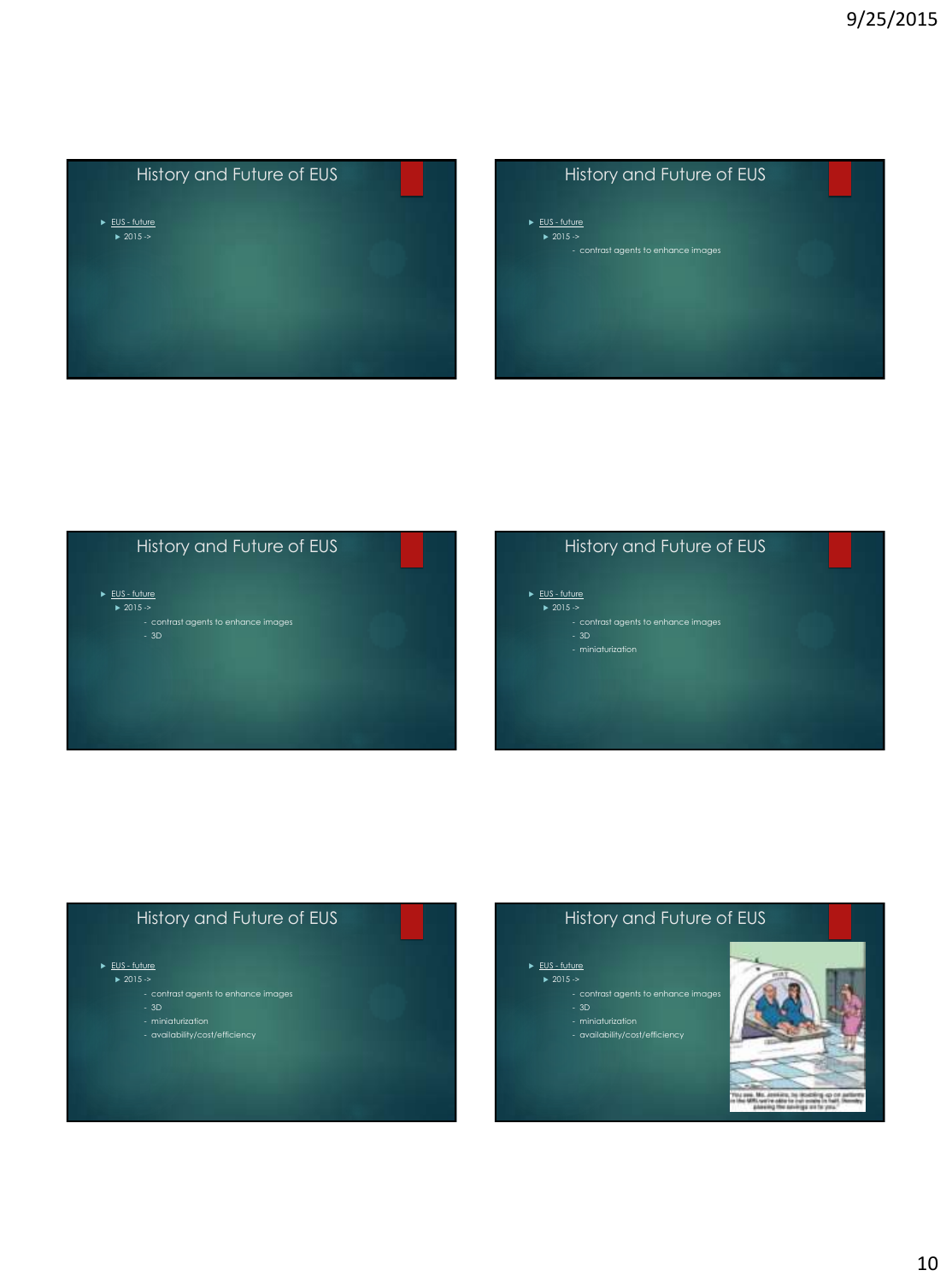## History and Future of EUS

- EUS - future
  - 2015 ->

## History and Future of EUS

- EUS - future
  - 2015 ->
    - contrast agents to enhance images

## History and Future of EUS

- EUS - future
  - 2015 ->
    - contrast agents to enhance images
    - 3D

## History and Future of EUS

- EUS - future
  - 2015 ->
    - contrast agents to enhance images
    - 3D
    - miniaturization

## History and Future of EUS

- EUS - future
  - 2015 ->
    - contrast agents to enhance images
    - 3D
    - miniaturization
    - availability/cost/efficiency

## History and Future of EUS

- EUS - future
  - 2015 ->
    - contrast agents to enhance images
    - 3D
    - miniaturization
    - availability/cost/efficiency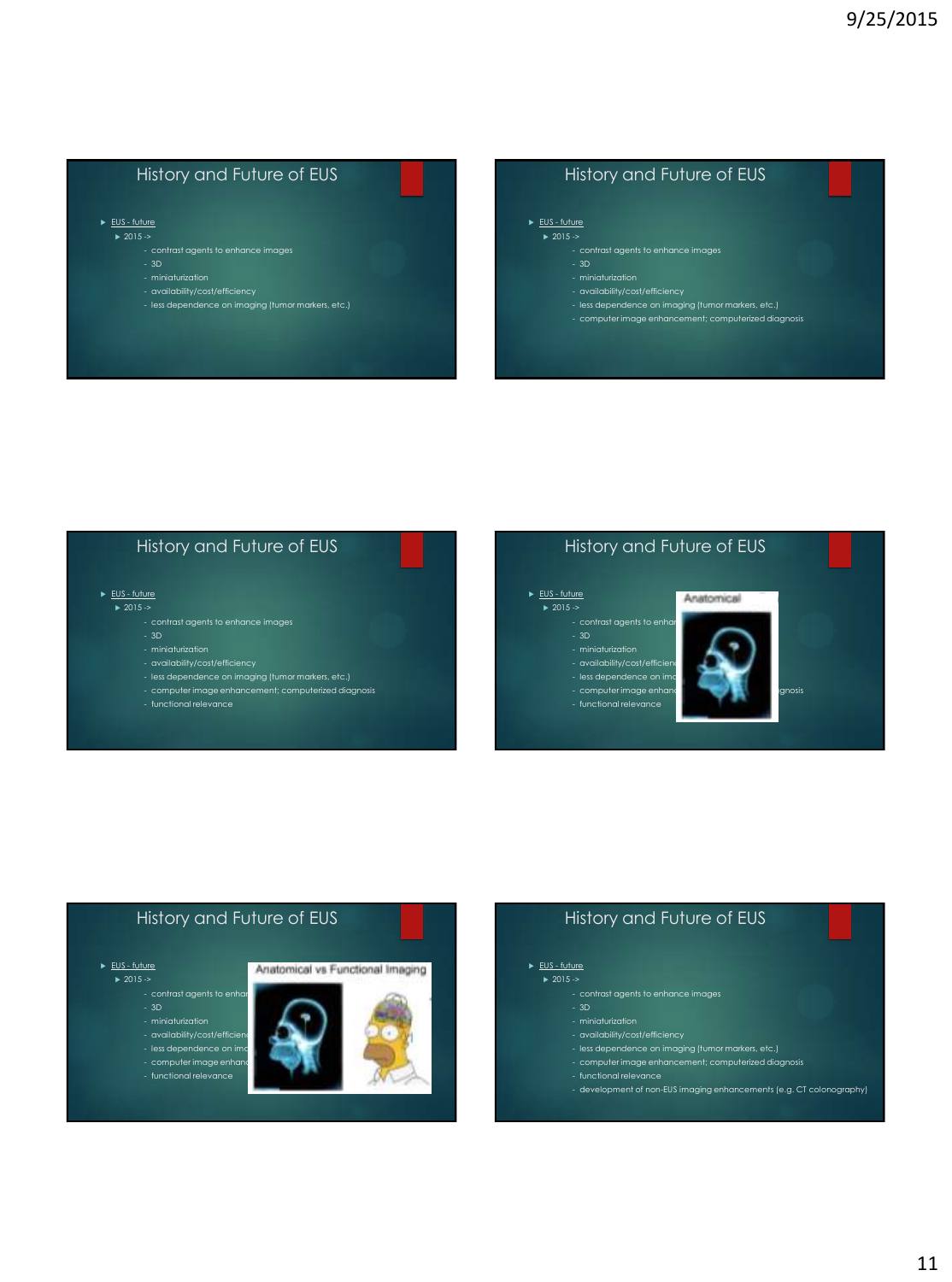## History and Future of EUS

- EUS - future
  - 2015 ->
    - contrast agents to enhance images
    - 3D
    - miniaturization
    - availability/cost/efficiency
    - less dependence on imaging (tumor markers, etc.)

## History and Future of EUS

- EUS - future
  - 2015 ->
    - contrast agents to enhance images
    - 3D
    - miniaturization
    - availability/cost/efficiency
    - less dependence on imaging (tumor markers, etc.)
    - computer image enhancement; computerized diagnosis

## History and Future of EUS

- EUS - future
  - 2015 ->
    - contrast agents to enhance images
    - 3D
    - miniaturization
    - availability/cost/efficiency
    - less dependence on imaging (tumor markers, etc.)
    - computer image enhancement; computerized diagnosis
    - functional relevance

## History and Future of EUS

- EUS - future
  - 2015 ->
    - contrast agents to enhan
    - 3D
    - miniaturization
    - availability/cost/efficien
    - less dependence on ima
    - computer image enhanc ... gnosis
    - functional relevance

Anatomical

## History and Future of EUS

- EUS - future
  - 2015 ->
    - contrast agents to enhan
    - 3D
    - miniaturization
    - availability/cost/efficien
    - less dependence on ima
    - computer image enhanc
    - functional relevance

Anatomical vs Functional Imaging

## History and Future of EUS

- EUS - future
  - 2015 ->
    - contrast agents to enhance images
    - 3D
    - miniaturization
    - availability/cost/efficiency
    - less dependence on imaging (tumor markers, etc.)
    - computer image enhancement; computerized diagnosis
    - functional relevance
    - development of non-EUS imaging enhancements (e.g. CT colonography)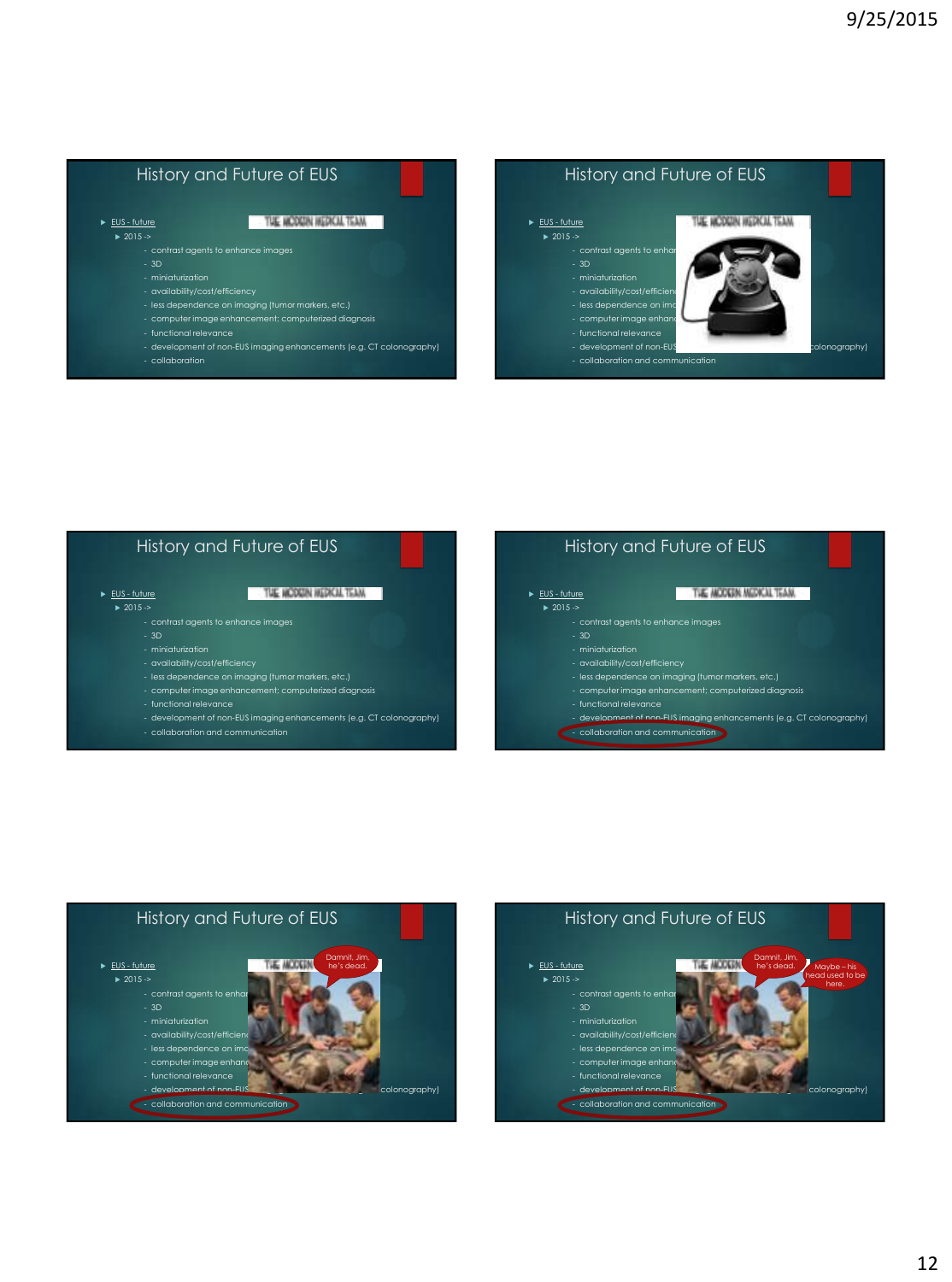## History and Future of EUS

- EUS - future
  - 2015 ->
    - contrast agents to enhance images
    - 3D
    - miniaturization
    - availability/cost/efficiency
    - less dependence on imaging (tumor markers, etc.)
    - computer image enhancement; computerized diagnosis
    - functional relevance
    - development of non-EUS imaging enhancements (e.g. CT colonography)
    - collaboration

THE MODERN MEDICAL TEAM

## History and Future of EUS

- EUS - future
  - 2015 ->
    - contrast agents to enhan
    - 3D
    - miniaturization
    - availability/cost/efficienc
    - less dependence on ima
    - computer image enhanc
    - functional relevance
    - development of non-EUS colonography)
    - collaboration and communication

THE MODERN MEDICAL TEAM

## History and Future of EUS

- EUS - future
  - 2015 ->
    - contrast agents to enhance images
    - 3D
    - miniaturization
    - availability/cost/efficiency
    - less dependence on imaging (tumor markers, etc.)
    - computer image enhancement; computerized diagnosis
    - functional relevance
    - development of non-EUS imaging enhancements (e.g. CT colonography)
    - collaboration and communication

THE MODERN MEDICAL TEAM

## History and Future of EUS

- EUS - future
  - 2015 ->
    - contrast agents to enhance images
    - 3D
    - miniaturization
    - availability/cost/efficiency
    - less dependence on imaging (tumor markers, etc.)
    - computer image enhancement; computerized diagnosis
    - functional relevance
    - development of non-EUS imaging enhancements (e.g. CT colonography)
    - collaboration and communication

THE MODERN MEDICAL TEAM

## History and Future of EUS

- EUS - future
  - 2015 ->
    - contrast agents to enhar
    - 3D
    - miniaturization
    - availability/cost/efficienc
    - less dependence on ima
    - computer image enhanc
    - functional relevance
    - development of non-EUS colonography)
    - collaboration and communication

THE MODERN

Damnit, Jim, he's dead.

## History and Future of EUS

- EUS - future
  - 2015 ->
    - contrast agents to enhar
    - 3D
    - miniaturization
    - availability/cost/efficienc
    - less dependence on ima
    - computer image enhanc
    - functional relevance
    - development of non-EUS colonography)
    - collaboration and communication

THE MODERN

Damnit, Jim, he's dead.

Maybe – his head used to be here.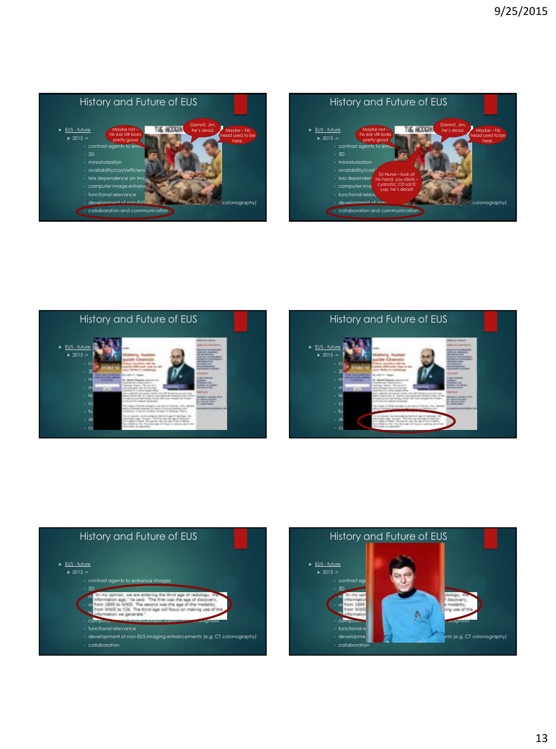## History and Future of EUS

- EUS - future
  - 2015 ->
    - contrast agents to enh...
    - 3D
    - miniaturization
    - availability/cost/efficien...
    - less dependence on ima...
    - computer image enhanc...
    - functional relevance
    - development of non-EUS ... colonography)
    - collaboration and communication

Damnit, Jim, he's dead.

Maybe not – his ear still looks pretty good

Maybe – his head used to be here.

## History and Future of EUS

- EUS - future
  - 2015 ->
    - contrast agents to enh...
    - 3D
    - miniaturization
    - availability/cost...
    - less dependen...
    - computer ima...
    - functional relev...
    - development of non... colonography)
    - collaboration and communication

Damnit, Jim, he's dead.

Maybe not – his ear still looks pretty good

Maybe – his head used to be here.

GI Nurse – look at his hand, you idiots – cyanotic; O2 sat 0; yup, he's dead!

## History and Future of EUS

- EUS - future
  - 2015 ->

## History and Future of EUS

- EUS - future
  - 2015 ->

## History and Future of EUS

- EUS - future
  - 2015 ->
    - contrast agents to enhance images
    - 3D
    - "In my opinion, we are entering the third age of radiology, the information age," he said. "The first was the age of discovery, from 1895 to WWII. The second was the age of the modality, from WWII to Y2K. The third age will focus on making use of the information we generate."
    - computer image enhancement, computer-assisted diagnosis
    - functional relevance
    - development of non-EUS imaging enhancements (e.g. CT colonography)
    - collaboration

## History and Future of EUS

- EUS - future
  - 2015 ->
    - contrast age...
    - 3D
    - ...
    - functional re...
    - developme... nts (e.g. CT colonography)
    - collaboration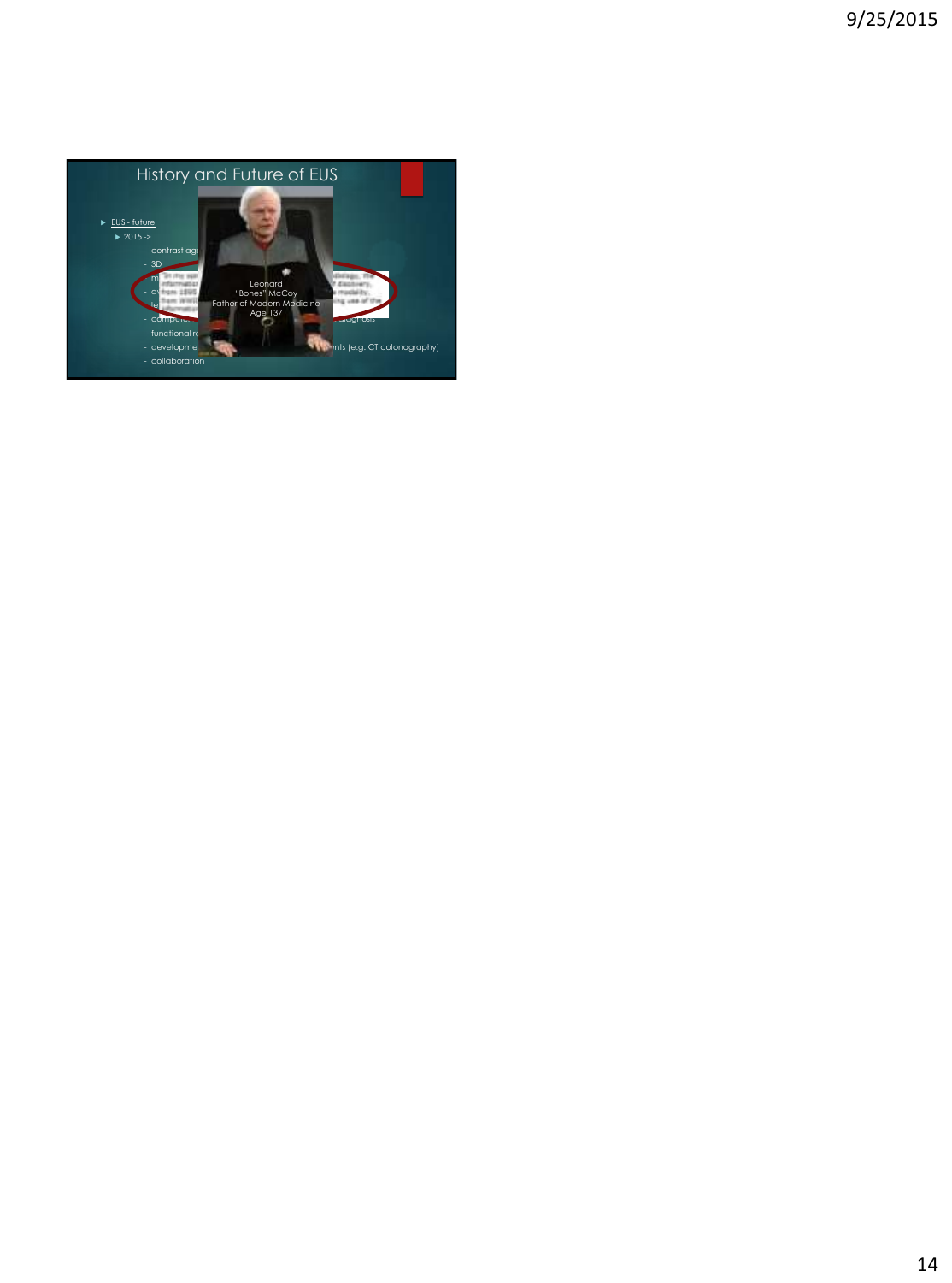# History and Future of EUS

- EUS - future
  - 2015 ->
    - contrast ag
    - 3D
    - m
    - a
    - computer diagnosis
    - functional re
    - developme nts (e.g. CT colonography)
    - collaboration

Leonard "Bones" McCoy
Father of Modern Medicine
Age 137